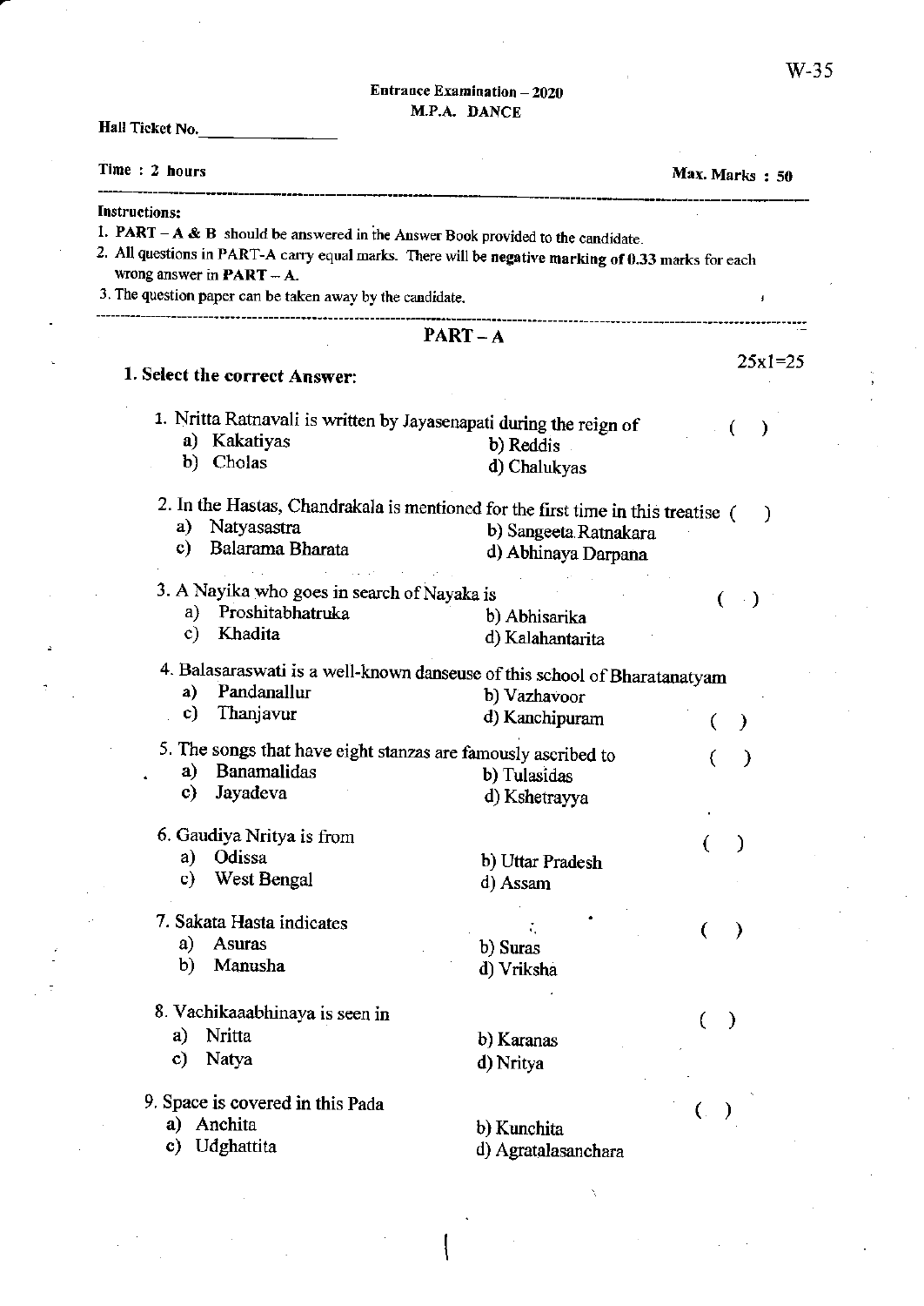W-35

Entrance Examination – 2020
M.P.A. DANCE

Hall Ticket No.________________

Time : 2 hours | Max. Marks : 50

**Instructions:**

1. **PART – A & B** should be answered in the Answer Book provided to the candidate.
2. All questions in PART-A carry equal marks. There will be **negative marking of 0.33** marks for each wrong answer in **PART – A**.
3. The question paper can be taken away by the candidate.

## PART – A

**1. Select the correct Answer:** 25x1=25

1. Nritta Ratnavali is written by Jayasenapati during the reign of ( )
   a) Kakatiyas
   b) Reddis
   b) Cholas
   d) Chalukyas

2. In the Hastas, Chandrakala is mentioned for the first time in this treatise ( )
   a) Natyasastra
   b) Sangeeta Ratnakara
   c) Balarama Bharata
   d) Abhinaya Darpana

3. A Nayika who goes in search of Nayaka is ( )
   a) Proshitabhatruka
   b) Abhisarika
   c) Khadita
   d) Kalahantarita

4. Balasaraswati is a well-known danseuse of this school of Bharatanatyam ( )
   a) Pandanallur
   b) Vazhavoor
   c) Thanjavur
   d) Kanchipuram

5. The songs that have eight stanzas are famously ascribed to ( )
   a) Banamalidas
   b) Tulasidas
   c) Jayadeva
   d) Kshetrayya

6. Gaudiya Nritya is from ( )
   a) Odissa
   b) Uttar Pradesh
   c) West Bengal
   d) Assam

7. Sakata Hasta indicates ( )
   a) Asuras
   b) Suras
   b) Manusha
   d) Vriksha

8. Vachikaaabhinaya is seen in ( )
   a) Nritta
   b) Karanas
   c) Natya
   d) Nritya

9. Space is covered in this Pada ( )
   a) Anchita
   b) Kunchita
   c) Udghattita
   d) Agratalasanchara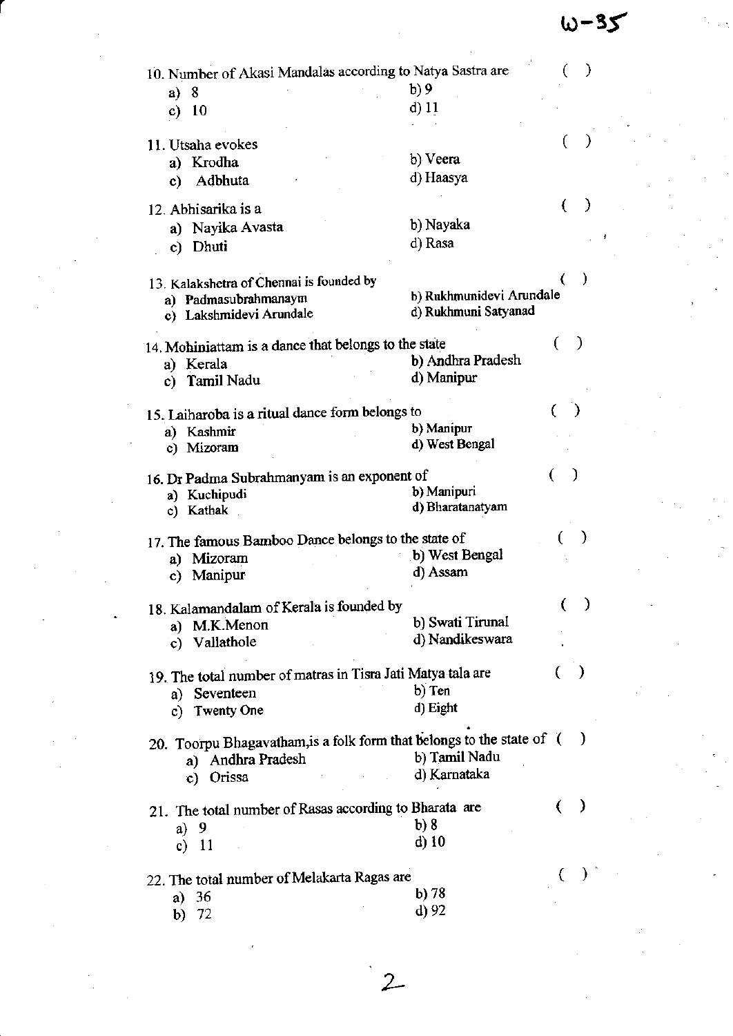10. Number of Akasi Mandalas according to Natya Sastra are ( )
    a) 8 b) 9
    c) 10 d) 11

11. Utsaha evokes ( )
    a) Krodha b) Veera
    c) Adbhuta d) Haasya

12. Abhisarika is a ( )
    a) Nayika Avasta b) Nayaka
    c) Dhuti d) Rasa

13. Kalakshetra of Chennai is founded by ( )
    a) Padmasubrahmanaym b) Rukhmunidevi Arundale
    c) Lakshmidevi Arundale d) Rukhmuni Satyanad

14. Mohiniattam is a dance that belongs to the state ( )
    a) Kerala b) Andhra Pradesh
    c) Tamil Nadu d) Manipur

15. Laiharoba is a ritual dance form belongs to ( )
    a) Kashmir b) Manipur
    c) Mizoram d) West Bengal

16. Dr Padma Subrahmanyam is an exponent of ( )
    a) Kuchipudi b) Manipuri
    c) Kathak d) Bharatanatyam

17. The famous Bamboo Dance belongs to the state of ( )
    a) Mizoram b) West Bengal
    c) Manipur d) Assam

18. Kalamandalam of Kerala is founded by ( )
    a) M.K.Menon b) Swati Tirunal
    c) Vallathole d) Nandikeswara

19. The total number of matras in Tisra Jati Matya tala are ( )
    a) Seventeen b) Ten
    c) Twenty One d) Eight

20. Toorpu Bhagavatham,is a folk form that belongs to the state of ( )
    a) Andhra Pradesh b) Tamil Nadu
    c) Orissa d) Karnataka

21. The total number of Rasas according to Bharata are ( )
    a) 9 b) 8
    c) 11 d) 10

22. The total number of Melakarta Ragas are ( )
    a) 36 b) 78
    b) 72 d) 92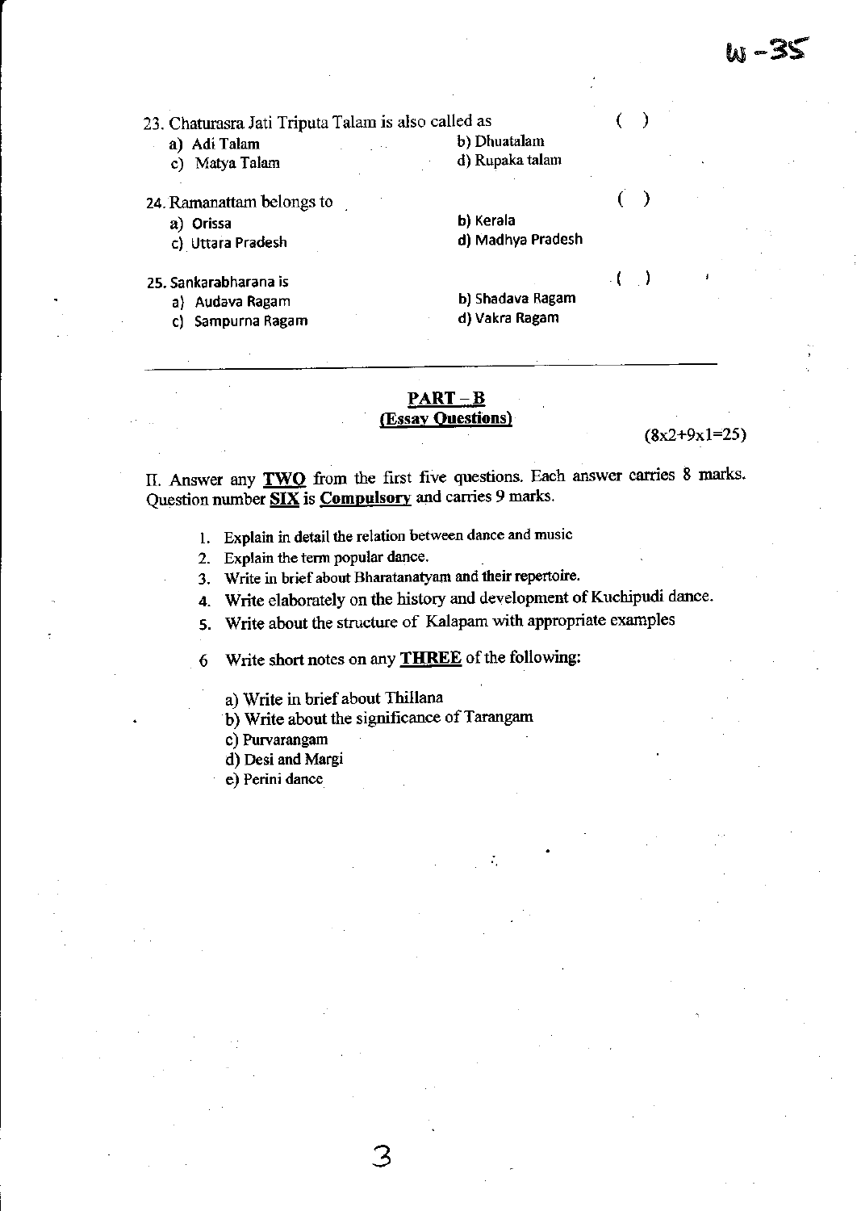23. Chaturasra Jati Triputa Talam is also called as ( )
    - a) Adi Talam
    - b) Dhuatalam
    - c) Matya Talam
    - d) Rupaka talam

24. Ramanattam belongs to ( )
    - a) Orissa
    - b) Kerala
    - c) Uttara Pradesh
    - d) Madhya Pradesh

25. Sankarabharana is ( )
    - a) Audava Ragam
    - b) Shadava Ragam
    - c) Sampurna Ragam
    - d) Vakra Ragam

---

## PART – B
### (Essay Questions)

(8x2+9x1=25)

II. Answer any **TWO** from the first five questions. Each answer carries 8 marks. Question number **SIX** is **Compulsory** and carries 9 marks.

1. Explain in detail the relation between dance and music
2. Explain the term popular dance.
3. Write in brief about Bharatanatyam and their repertoire.
4. Write elaborately on the history and development of Kuchipudi dance.
5. Write about the structure of Kalapam with appropriate examples
6. Write short notes on any **THREE** of the following:
   - a) Write in brief about Thillana
   - b) Write about the significance of Tarangam
   - c) Purvarangam
   - d) Desi and Margi
   - e) Perini dance